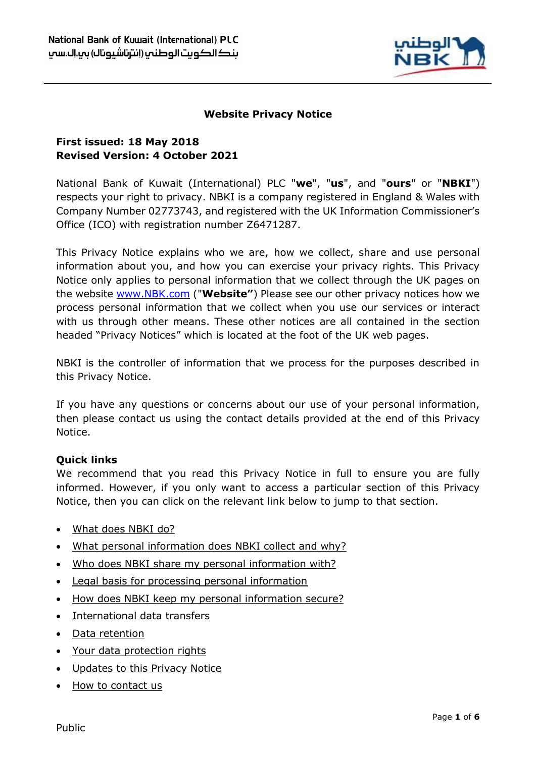# Website Privacy Notice

**First issued: 18 May 2018**
**Revised Version: 4 October 2021**

National Bank of Kuwait (International) PLC "**we**", "**us**", and "**ours**" or "**NBKI**") respects your right to privacy. NBKI is a company registered in England & Wales with Company Number 02773743, and registered with the UK Information Commissioner's Office (ICO) with registration number Z6471287.

This Privacy Notice explains who we are, how we collect, share and use personal information about you, and how you can exercise your privacy rights. This Privacy Notice only applies to personal information that we collect through the UK pages on the website [www.NBK.com](http://www.NBK.com) ("**Website"**) Please see our other privacy notices how we process personal information that we collect when you use our services or interact with us through other means. These other notices are all contained in the section headed "Privacy Notices" which is located at the foot of the UK web pages.

NBKI is the controller of information that we process for the purposes described in this Privacy Notice.

If you have any questions or concerns about our use of your personal information, then please contact us using the contact details provided at the end of this Privacy Notice.

**Quick links**

We recommend that you read this Privacy Notice in full to ensure you are fully informed. However, if you only want to access a particular section of this Privacy Notice, then you can click on the relevant link below to jump to that section.

- What does NBKI do?
- What personal information does NBKI collect and why?
- Who does NBKI share my personal information with?
- Legal basis for processing personal information
- How does NBKI keep my personal information secure?
- International data transfers
- Data retention
- Your data protection rights
- Updates to this Privacy Notice
- How to contact us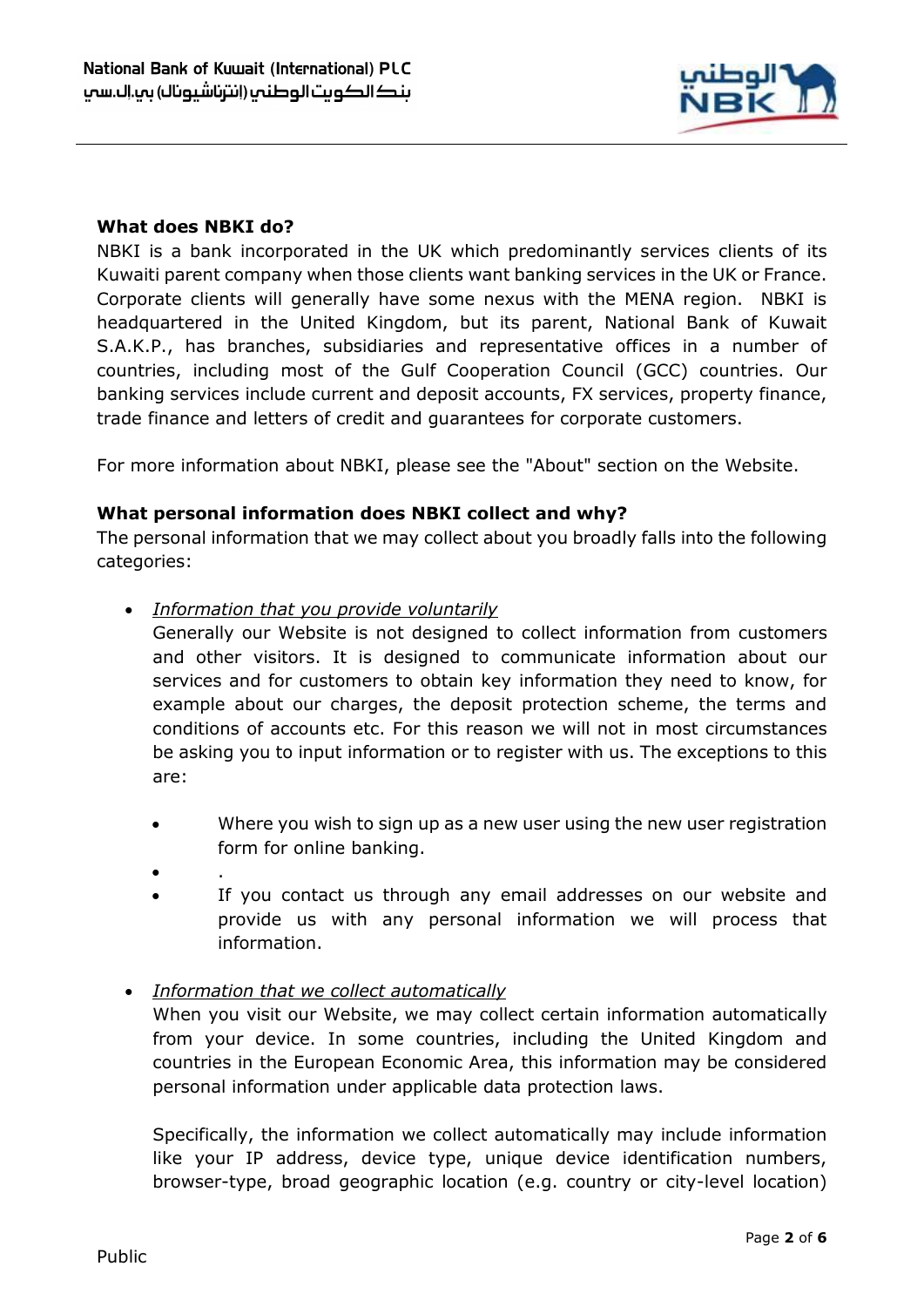**What does NBKI do?**

NBKI is a bank incorporated in the UK which predominantly services clients of its Kuwaiti parent company when those clients want banking services in the UK or France. Corporate clients will generally have some nexus with the MENA region. NBKI is headquartered in the United Kingdom, but its parent, National Bank of Kuwait S.A.K.P., has branches, subsidiaries and representative offices in a number of countries, including most of the Gulf Cooperation Council (GCC) countries. Our banking services include current and deposit accounts, FX services, property finance, trade finance and letters of credit and guarantees for corporate customers.

For more information about NBKI, please see the "About" section on the Website.

**What personal information does NBKI collect and why?**

The personal information that we may collect about you broadly falls into the following categories:

- *Information that you provide voluntarily*

  Generally our Website is not designed to collect information from customers and other visitors. It is designed to communicate information about our services and for customers to obtain key information they need to know, for example about our charges, the deposit protection scheme, the terms and conditions of accounts etc. For this reason we will not in most circumstances be asking you to input information or to register with us. The exceptions to this are:

  - Where you wish to sign up as a new user using the new user registration form for online banking.
  - .
  - If you contact us through any email addresses on our website and provide us with any personal information we will process that information.

- *Information that we collect automatically*

  When you visit our Website, we may collect certain information automatically from your device. In some countries, including the United Kingdom and countries in the European Economic Area, this information may be considered personal information under applicable data protection laws.

  Specifically, the information we collect automatically may include information like your IP address, device type, unique device identification numbers, browser-type, broad geographic location (e.g. country or city-level location)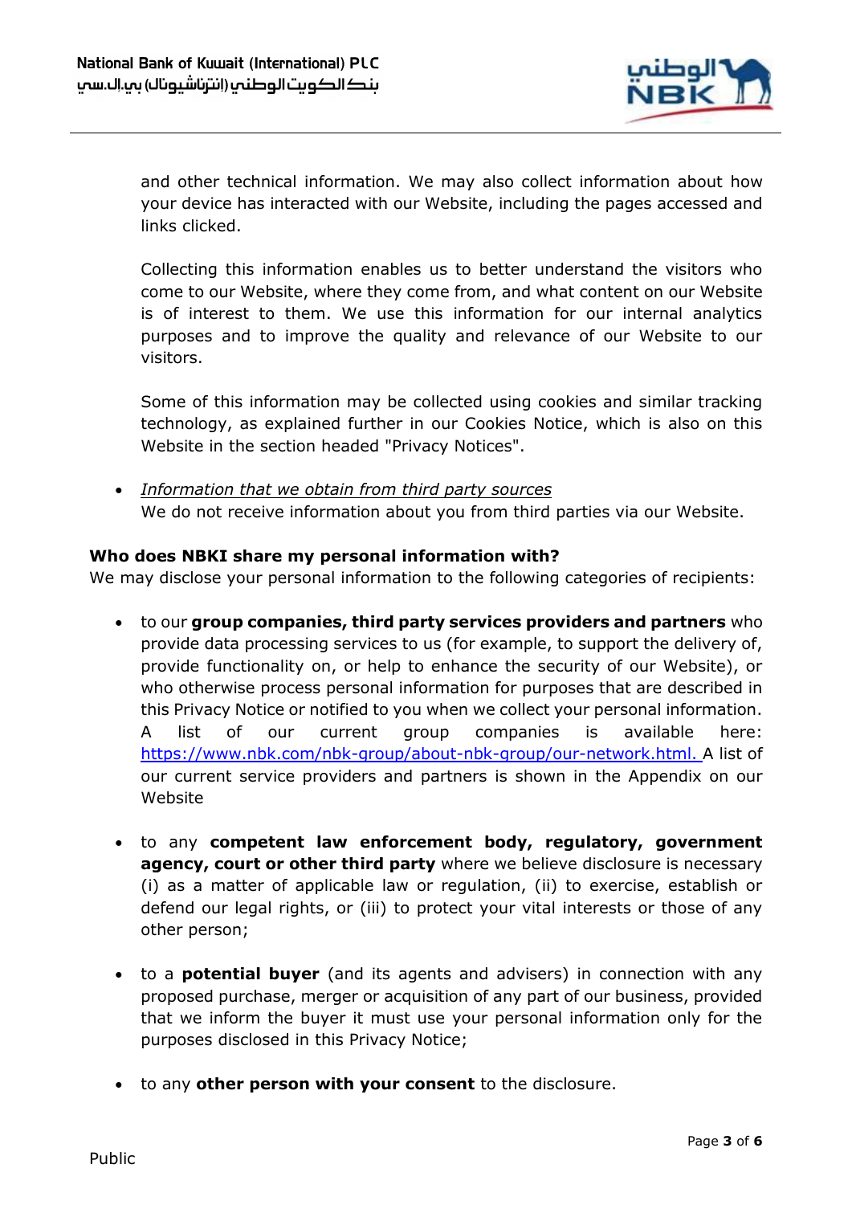and other technical information. We may also collect information about how your device has interacted with our Website, including the pages accessed and links clicked.

Collecting this information enables us to better understand the visitors who come to our Website, where they come from, and what content on our Website is of interest to them. We use this information for our internal analytics purposes and to improve the quality and relevance of our Website to our visitors.

Some of this information may be collected using cookies and similar tracking technology, as explained further in our Cookies Notice, which is also on this Website in the section headed "Privacy Notices".

- *Information that we obtain from third party sources*
  We do not receive information about you from third parties via our Website.

**Who does NBKI share my personal information with?**

We may disclose your personal information to the following categories of recipients:

- to our **group companies, third party services providers and partners** who provide data processing services to us (for example, to support the delivery of, provide functionality on, or help to enhance the security of our Website), or who otherwise process personal information for purposes that are described in this Privacy Notice or notified to you when we collect your personal information. A list of our current group companies is available here: [https://www.nbk.com/nbk-group/about-nbk-group/our-network.html.](https://www.nbk.com/nbk-group/about-nbk-group/our-network.html) A list of our current service providers and partners is shown in the Appendix on our Website

- to any **competent law enforcement body, regulatory, government agency, court or other third party** where we believe disclosure is necessary (i) as a matter of applicable law or regulation, (ii) to exercise, establish or defend our legal rights, or (iii) to protect your vital interests or those of any other person;

- to a **potential buyer** (and its agents and advisers) in connection with any proposed purchase, merger or acquisition of any part of our business, provided that we inform the buyer it must use your personal information only for the purposes disclosed in this Privacy Notice;

- to any **other person with your consent** to the disclosure.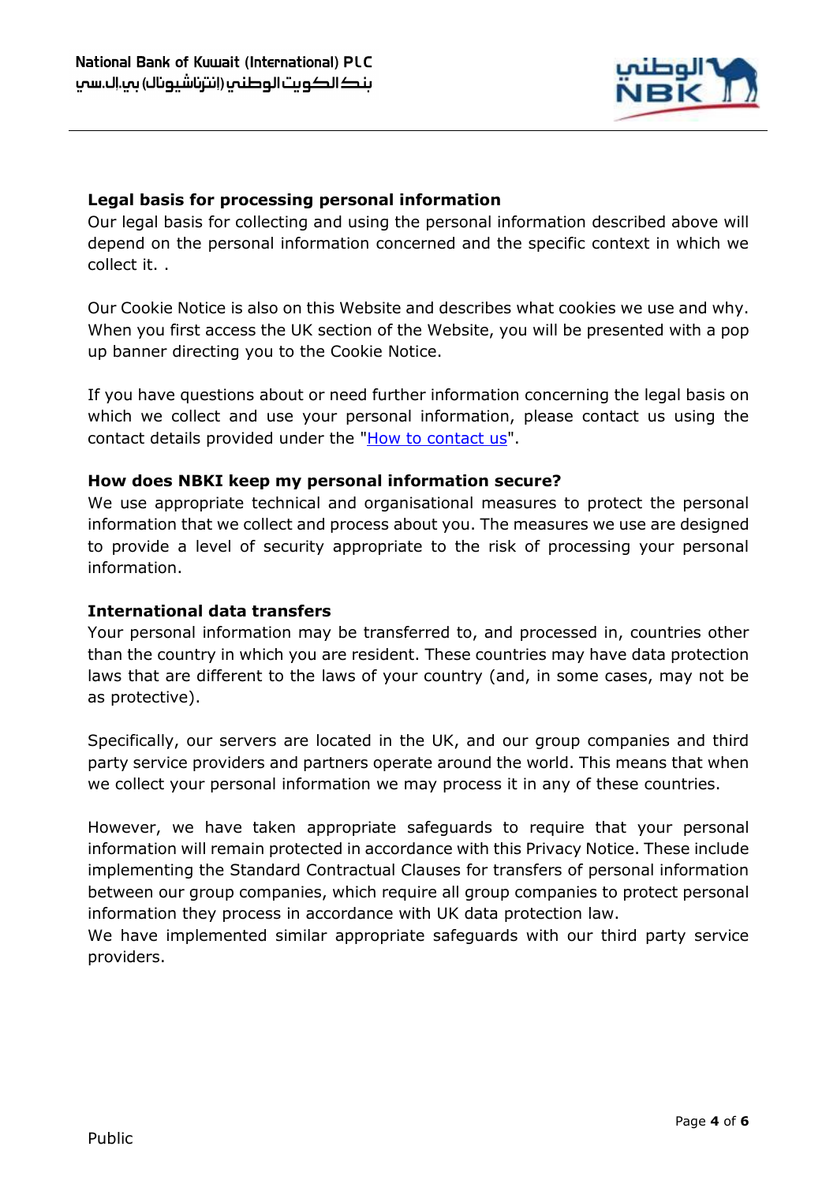### Legal basis for processing personal information

Our legal basis for collecting and using the personal information described above will depend on the personal information concerned and the specific context in which we collect it. .

Our Cookie Notice is also on this Website and describes what cookies we use and why. When you first access the UK section of the Website, you will be presented with a pop up banner directing you to the Cookie Notice.

If you have questions about or need further information concerning the legal basis on which we collect and use your personal information, please contact us using the contact details provided under the "How to contact us".

### How does NBKI keep my personal information secure?

We use appropriate technical and organisational measures to protect the personal information that we collect and process about you. The measures we use are designed to provide a level of security appropriate to the risk of processing your personal information.

### International data transfers

Your personal information may be transferred to, and processed in, countries other than the country in which you are resident. These countries may have data protection laws that are different to the laws of your country (and, in some cases, may not be as protective).

Specifically, our servers are located in the UK, and our group companies and third party service providers and partners operate around the world. This means that when we collect your personal information we may process it in any of these countries.

However, we have taken appropriate safeguards to require that your personal information will remain protected in accordance with this Privacy Notice. These include implementing the Standard Contractual Clauses for transfers of personal information between our group companies, which require all group companies to protect personal information they process in accordance with UK data protection law.
We have implemented similar appropriate safeguards with our third party service providers.

Public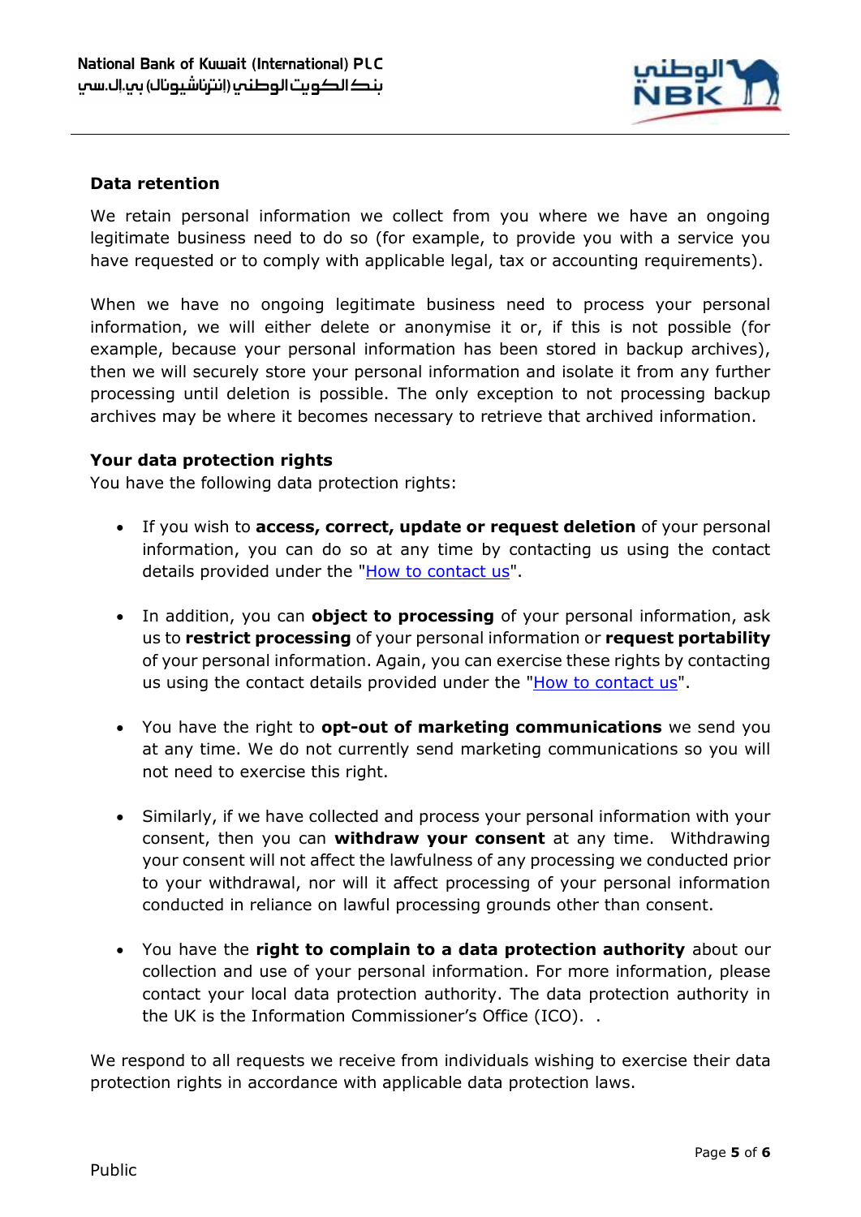**Data retention**

We retain personal information we collect from you where we have an ongoing legitimate business need to do so (for example, to provide you with a service you have requested or to comply with applicable legal, tax or accounting requirements).

When we have no ongoing legitimate business need to process your personal information, we will either delete or anonymise it or, if this is not possible (for example, because your personal information has been stored in backup archives), then we will securely store your personal information and isolate it from any further processing until deletion is possible. The only exception to not processing backup archives may be where it becomes necessary to retrieve that archived information.

**Your data protection rights**

You have the following data protection rights:

- If you wish to **access, correct, update or request deletion** of your personal information, you can do so at any time by contacting us using the contact details provided under the "How to contact us".
- In addition, you can **object to processing** of your personal information, ask us to **restrict processing** of your personal information or **request portability** of your personal information. Again, you can exercise these rights by contacting us using the contact details provided under the "How to contact us".
- You have the right to **opt-out of marketing communications** we send you at any time. We do not currently send marketing communications so you will not need to exercise this right.
- Similarly, if we have collected and process your personal information with your consent, then you can **withdraw your consent** at any time. Withdrawing your consent will not affect the lawfulness of any processing we conducted prior to your withdrawal, nor will it affect processing of your personal information conducted in reliance on lawful processing grounds other than consent.
- You have the **right to complain to a data protection authority** about our collection and use of your personal information. For more information, please contact your local data protection authority. The data protection authority in the UK is the Information Commissioner's Office (ICO). .

We respond to all requests we receive from individuals wishing to exercise their data protection rights in accordance with applicable data protection laws.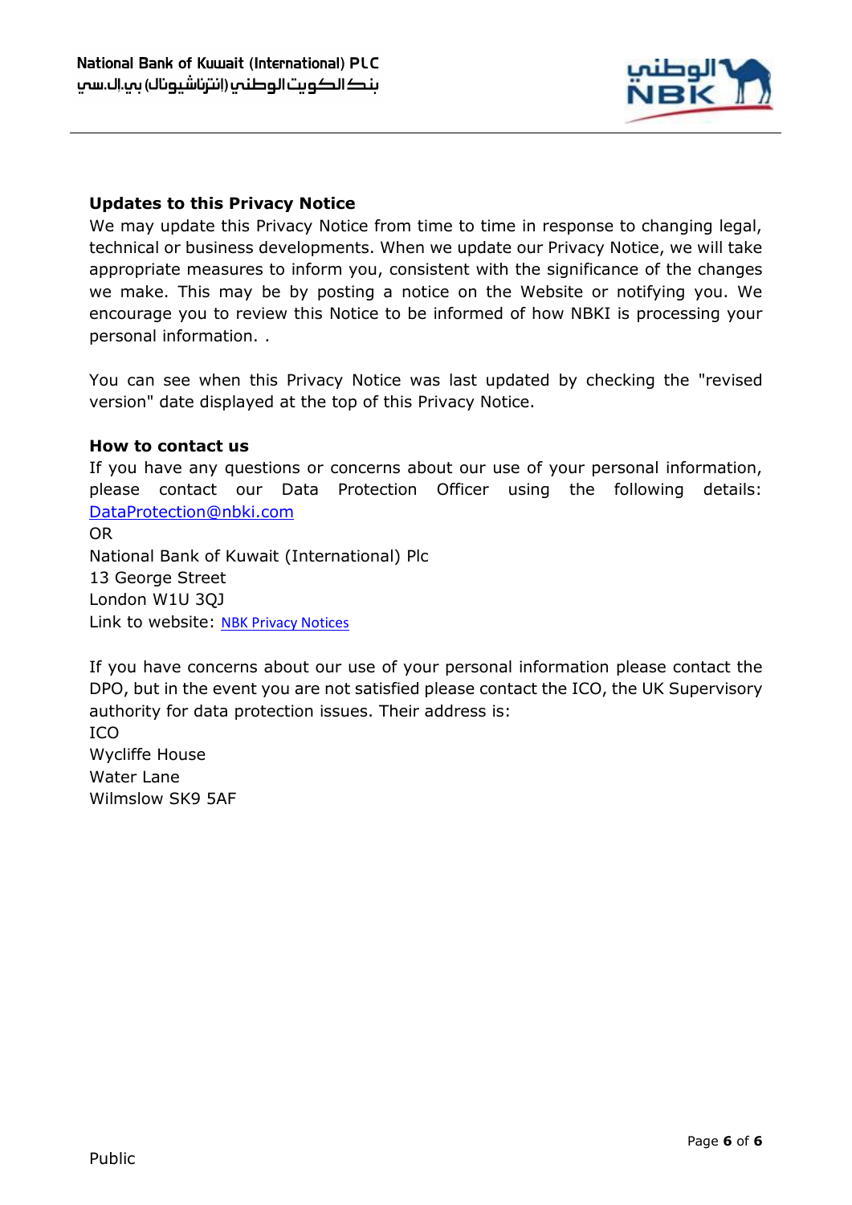**Updates to this Privacy Notice**

We may update this Privacy Notice from time to time in response to changing legal, technical or business developments. When we update our Privacy Notice, we will take appropriate measures to inform you, consistent with the significance of the changes we make. This may be by posting a notice on the Website or notifying you. We encourage you to review this Notice to be informed of how NBKI is processing your personal information. .

You can see when this Privacy Notice was last updated by checking the "revised version" date displayed at the top of this Privacy Notice.

**How to contact us**

If you have any questions or concerns about our use of your personal information, please contact our Data Protection Officer using the following details: DataProtection@nbki.com

OR

National Bank of Kuwait (International) Plc
13 George Street
London W1U 3QJ
Link to website: NBK Privacy Notices

If you have concerns about our use of your personal information please contact the DPO, but in the event you are not satisfied please contact the ICO, the UK Supervisory authority for data protection issues. Their address is:

ICO
Wycliffe House
Water Lane
Wilmslow SK9 5AF

Public